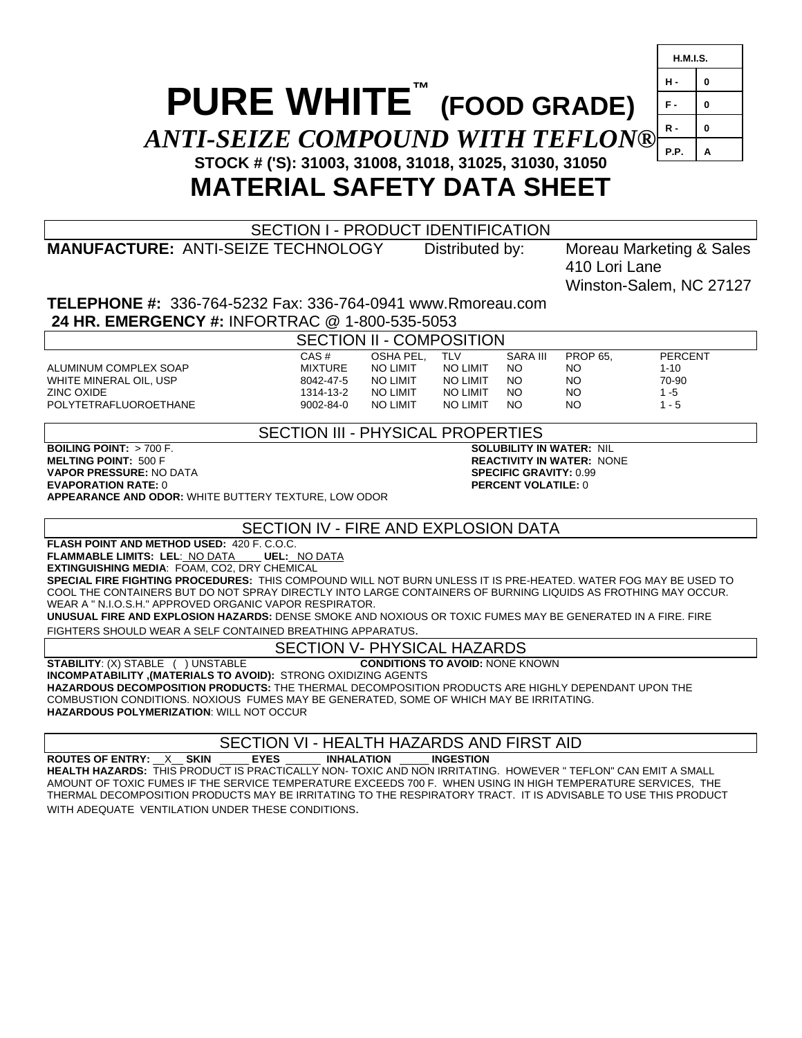| H.M.I.S. | |
|---|---|
| H - | 0 |
| F - | 0 |
| R - | 0 |
| P.P. | A |

# PURE WHITE™ (FOOD GRADE)

## *ANTI-SEIZE COMPOUND WITH TEFLON®*

**STOCK # ('S): 31003, 31008, 31018, 31025, 31030, 31050**

# MATERIAL SAFETY DATA SHEET

## SECTION I - PRODUCT IDENTIFICATION

**MANUFACTURE:** ANTI-SEIZE TECHNOLOGY    Distributed by:    Moreau Marketing & Sales
410 Lori Lane
Winston-Salem, NC 27127

**TELEPHONE #:** 336-764-5232 Fax: 336-764-0941 www.Rmoreau.com
**24 HR. EMERGENCY #:** INFORTRAC @ 1-800-535-5053

## SECTION II - COMPOSITION

| | CAS # | OSHA PEL, | TLV | SARA III | PROP 65, | PERCENT |
|---|---|---|---|---|---|---|
| ALUMINUM COMPLEX SOAP | MIXTURE | NO LIMIT | NO LIMIT | NO | NO | 1-10 |
| WHITE MINERAL OIL, USP | 8042-47-5 | NO LIMIT | NO LIMIT | NO | NO | 70-90 |
| ZINC OXIDE | 1314-13-2 | NO LIMIT | NO LIMIT | NO | NO | 1 -5 |
| POLYTETRAFLUOROETHANE | 9002-84-0 | NO LIMIT | NO LIMIT | NO | NO | 1 - 5 |

## SECTION III - PHYSICAL PROPERTIES

**BOILING POINT:** > 700 F.
**MELTING POINT:** 500 F
**VAPOR PRESSURE:** NO DATA
**EVAPORATION RATE:** 0
**APPEARANCE AND ODOR:** WHITE BUTTERY TEXTURE, LOW ODOR
**SOLUBILITY IN WATER:** NIL
**REACTIVITY IN WATER:** NONE
**SPECIFIC GRAVITY:** 0.99
**PERCENT VOLATILE:** 0

## SECTION IV - FIRE AND EXPLOSION DATA

**FLASH POINT AND METHOD USED:** 420 F. C.O.C.
**FLAMMABLE LIMITS: LEL**: NO DATA **UEL:** NO DATA
**EXTINGUISHING MEDIA**: FOAM, CO2, DRY CHEMICAL
**SPECIAL FIRE FIGHTING PROCEDURES:** THIS COMPOUND WILL NOT BURN UNLESS IT IS PRE-HEATED. WATER FOG MAY BE USED TO COOL THE CONTAINERS BUT DO NOT SPRAY DIRECTLY INTO LARGE CONTAINERS OF BURNING LIQUIDS AS FROTHING MAY OCCUR. WEAR A " N.I.O.S.H." APPROVED ORGANIC VAPOR RESPIRATOR.
**UNUSUAL FIRE AND EXPLOSION HAZARDS:** DENSE SMOKE AND NOXIOUS OR TOXIC FUMES MAY BE GENERATED IN A FIRE. FIRE FIGHTERS SHOULD WEAR A SELF CONTAINED BREATHING APPARATUS.

## SECTION V- PHYSICAL HAZARDS

**STABILITY**: (X) STABLE ( ) UNSTABLE    **CONDITIONS TO AVOID:** NONE KNOWN
**INCOMPATABILITY ,(MATERIALS TO AVOID):** STRONG OXIDIZING AGENTS
**HAZARDOUS DECOMPOSITION PRODUCTS:** THE THERMAL DECOMPOSITION PRODUCTS ARE HIGHLY DEPENDANT UPON THE COMBUSTION CONDITIONS. NOXIOUS FUMES MAY BE GENERATED, SOME OF WHICH MAY BE IRRITATING.
**HAZARDOUS POLYMERIZATION**: WILL NOT OCCUR

## SECTION VI - HEALTH HAZARDS AND FIRST AID

**ROUTES OF ENTRY:** \_\_X\_\_ **SKIN** \_\_\_\_\_ **EYES** \_\_\_\_\_\_ **INHALATION** \_\_\_\_\_ **INGESTION**
**HEALTH HAZARDS:** THIS PRODUCT IS PRACTICALLY NON- TOXIC AND NON IRRITATING. HOWEVER " TEFLON" CAN EMIT A SMALL AMOUNT OF TOXIC FUMES IF THE SERVICE TEMPERATURE EXCEEDS 700 F. WHEN USING IN HIGH TEMPERATURE SERVICES, THE THERMAL DECOMPOSITION PRODUCTS MAY BE IRRITATING TO THE RESPIRATORY TRACT. IT IS ADVISABLE TO USE THIS PRODUCT WITH ADEQUATE VENTILATION UNDER THESE CONDITIONS.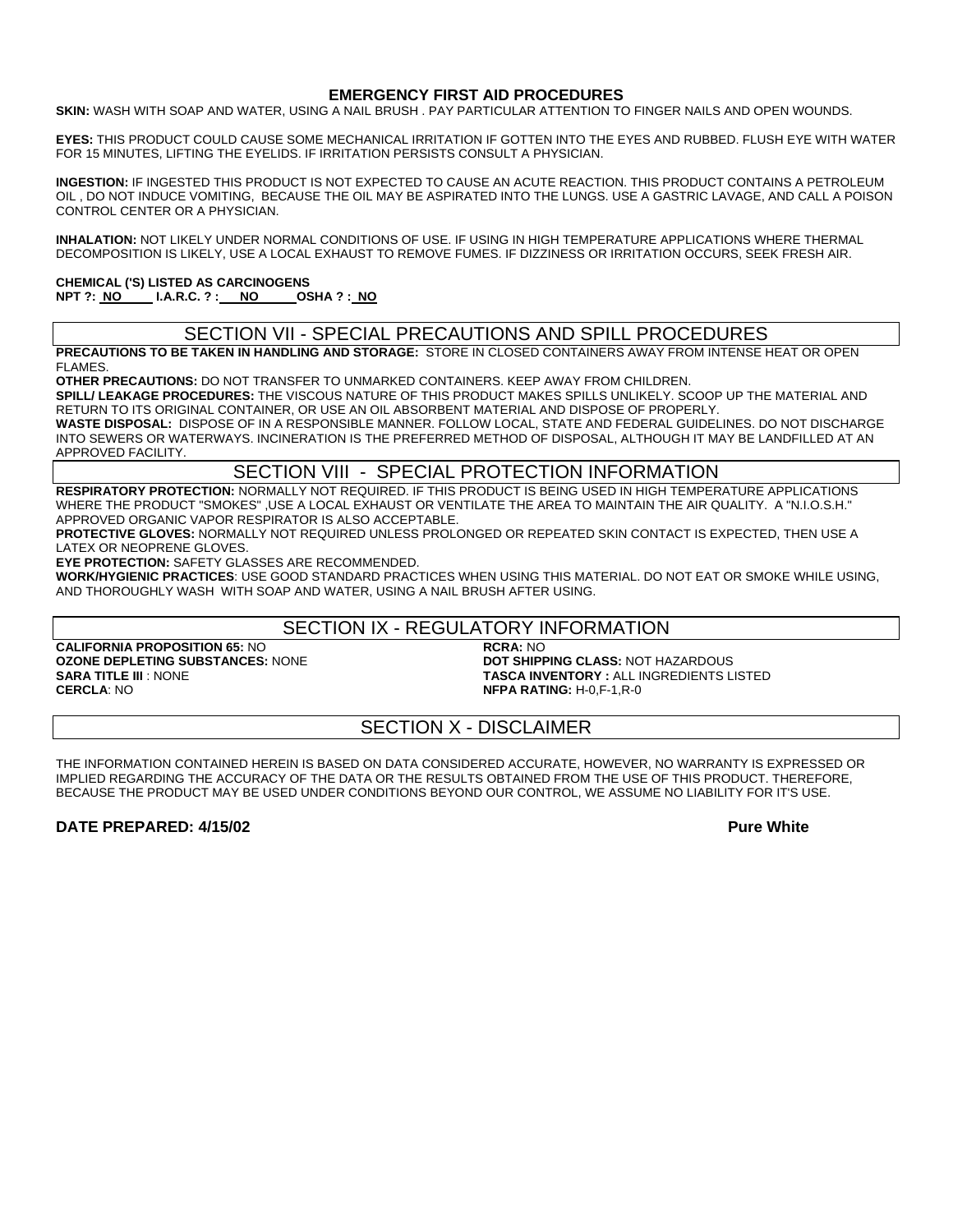## EMERGENCY FIRST AID PROCEDURES

**SKIN:** WASH WITH SOAP AND WATER, USING A NAIL BRUSH . PAY PARTICULAR ATTENTION TO FINGER NAILS AND OPEN WOUNDS.

**EYES:** THIS PRODUCT COULD CAUSE SOME MECHANICAL IRRITATION IF GOTTEN INTO THE EYES AND RUBBED. FLUSH EYE WITH WATER FOR 15 MINUTES, LIFTING THE EYELIDS. IF IRRITATION PERSISTS CONSULT A PHYSICIAN.

**INGESTION:** IF INGESTED THIS PRODUCT IS NOT EXPECTED TO CAUSE AN ACUTE REACTION. THIS PRODUCT CONTAINS A PETROLEUM OIL , DO NOT INDUCE VOMITING, BECAUSE THE OIL MAY BE ASPIRATED INTO THE LUNGS. USE A GASTRIC LAVAGE, AND CALL A POISON CONTROL CENTER OR A PHYSICIAN.

**INHALATION:** NOT LIKELY UNDER NORMAL CONDITIONS OF USE. IF USING IN HIGH TEMPERATURE APPLICATIONS WHERE THERMAL DECOMPOSITION IS LIKELY, USE A LOCAL EXHAUST TO REMOVE FUMES. IF DIZZINESS OR IRRITATION OCCURS, SEEK FRESH AIR.

**CHEMICAL ('S) LISTED AS CARCINOGENS**
**NPT ?: NO I.A.R.C. ? : NO OSHA ? : NO**

## SECTION VII - SPECIAL PRECAUTIONS AND SPILL PROCEDURES

**PRECAUTIONS TO BE TAKEN IN HANDLING AND STORAGE:** STORE IN CLOSED CONTAINERS AWAY FROM INTENSE HEAT OR OPEN FLAMES.
**OTHER PRECAUTIONS:** DO NOT TRANSFER TO UNMARKED CONTAINERS. KEEP AWAY FROM CHILDREN.
**SPILL/ LEAKAGE PROCEDURES:** THE VISCOUS NATURE OF THIS PRODUCT MAKES SPILLS UNLIKELY. SCOOP UP THE MATERIAL AND RETURN TO ITS ORIGINAL CONTAINER, OR USE AN OIL ABSORBENT MATERIAL AND DISPOSE OF PROPERLY.
**WASTE DISPOSAL:** DISPOSE OF IN A RESPONSIBLE MANNER. FOLLOW LOCAL, STATE AND FEDERAL GUIDELINES. DO NOT DISCHARGE INTO SEWERS OR WATERWAYS. INCINERATION IS THE PREFERRED METHOD OF DISPOSAL, ALTHOUGH IT MAY BE LANDFILLED AT AN APPROVED FACILITY.

## SECTION VIII - SPECIAL PROTECTION INFORMATION

**RESPIRATORY PROTECTION:** NORMALLY NOT REQUIRED. IF THIS PRODUCT IS BEING USED IN HIGH TEMPERATURE APPLICATIONS WHERE THE PRODUCT "SMOKES" ,USE A LOCAL EXHAUST OR VENTILATE THE AREA TO MAINTAIN THE AIR QUALITY. A "N.I.O.S.H." APPROVED ORGANIC VAPOR RESPIRATOR IS ALSO ACCEPTABLE.
**PROTECTIVE GLOVES:** NORMALLY NOT REQUIRED UNLESS PROLONGED OR REPEATED SKIN CONTACT IS EXPECTED, THEN USE A LATEX OR NEOPRENE GLOVES.
**EYE PROTECTION:** SAFETY GLASSES ARE RECOMMENDED.
**WORK/HYGIENIC PRACTICES**: USE GOOD STANDARD PRACTICES WHEN USING THIS MATERIAL. DO NOT EAT OR SMOKE WHILE USING, AND THOROUGHLY WASH WITH SOAP AND WATER, USING A NAIL BRUSH AFTER USING.

## SECTION IX - REGULATORY INFORMATION

**CALIFORNIA PROPOSITION 65:** NO
**OZONE DEPLETING SUBSTANCES:** NONE
**SARA TITLE III** : NONE
**CERCLA**: NO
**RCRA:** NO
**DOT SHIPPING CLASS:** NOT HAZARDOUS
**TASCA INVENTORY :** ALL INGREDIENTS LISTED
**NFPA RATING:** H-0,F-1,R-0

## SECTION X - DISCLAIMER

THE INFORMATION CONTAINED HEREIN IS BASED ON DATA CONSIDERED ACCURATE, HOWEVER, NO WARRANTY IS EXPRESSED OR IMPLIED REGARDING THE ACCURACY OF THE DATA OR THE RESULTS OBTAINED FROM THE USE OF THIS PRODUCT. THEREFORE, BECAUSE THE PRODUCT MAY BE USED UNDER CONDITIONS BEYOND OUR CONTROL, WE ASSUME NO LIABILITY FOR IT'S USE.

**DATE PREPARED: 4/15/02** **Pure White**